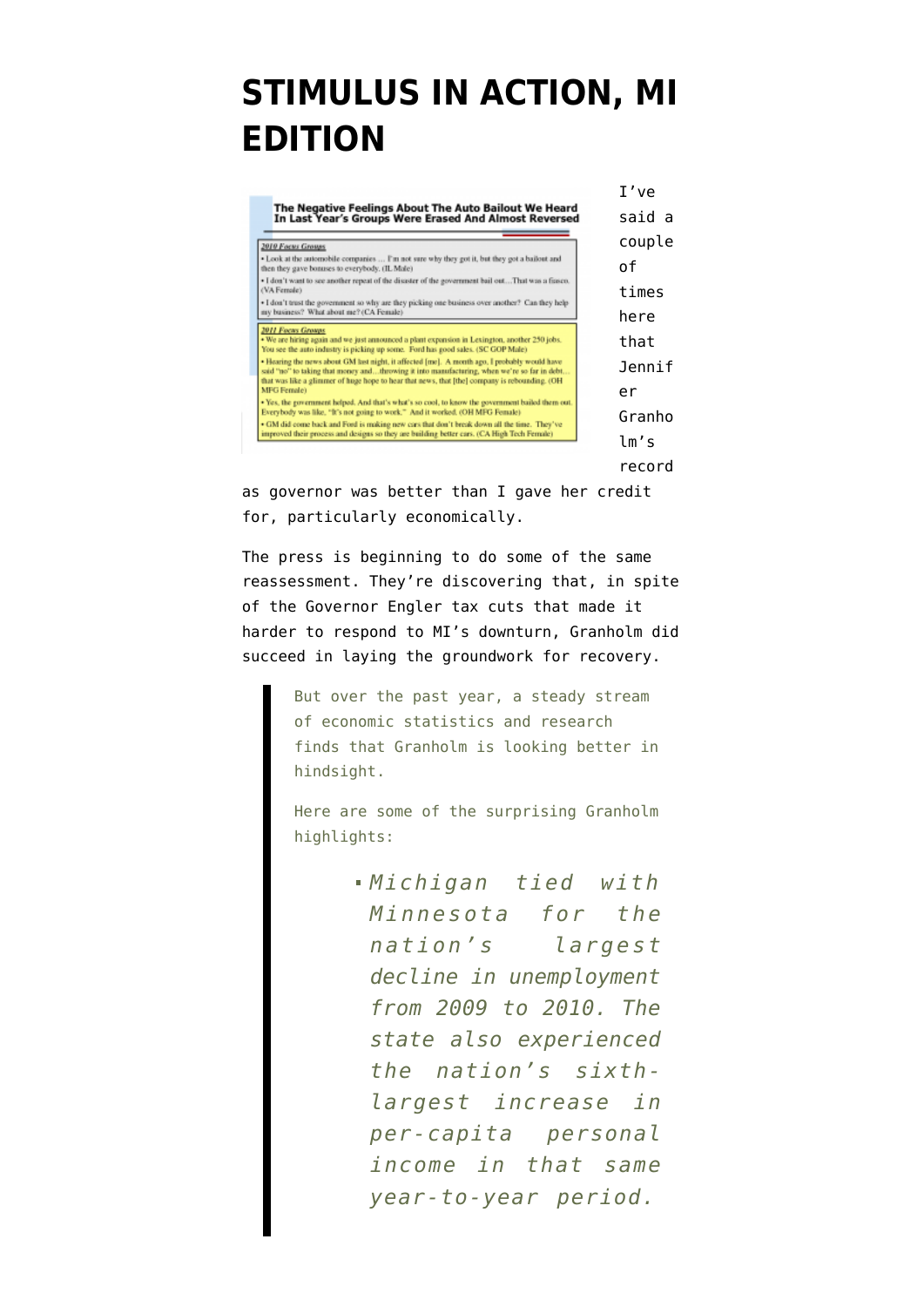# STIMULUS IN ACTION, MI EDITION

**The Negative Feelings About The Auto Bailout We Heard In Last Year's Groups Were Erased And Almost Reversed**

*2010 Focus Groups*

- Look at the automobile companies … I'm not sure why they got it, but they got a bailout and then they gave bonuses to everybody. (IL Male)
- I don't want to see another repeat of the disaster of the government bail out…That was a fiasco. (VA Female)
- I don't trust the government so why are they picking one business over another? Can they help my business? What about me? (CA Female)

*2011 Focus Groups*

- We are hiring again and we just announced a plant expansion in Lexington, another 250 jobs. You see the auto industry is picking up some. Ford has good sales. (SC GOP Male)
- Hearing the news about GM last night, it affected [me]. A month ago, I probably would have said "no" to taking that money and…throwing it into manufacturing, when we're so far in debt… that was like a glimmer of huge hope to hear that news, that [the] company is rebounding. (OH MFG Female)
- Yes, the government helped. And that's what's so cool, to know the government bailed them out. Everybody was like, "It's not going to work." And it worked. (OH MFG Female)
- GM did come back and Ford is making new cars that don't break down all the time. They've improved their process and designs so they are building better cars. (CA High Tech Female)

I've said a couple of times here that Jennifer Granholm's record as governor was better than I gave her credit for, particularly economically.

The press is beginning to do some of the same reassessment. They're discovering that, in spite of the Governor Engler tax cuts that made it harder to respond to MI's downturn, Granholm did succeed in laying the groundwork for recovery.

> But over the past year, a steady stream of economic statistics and research finds that Granholm is looking better in hindsight.
>
> Here are some of the surprising Granholm highlights:
>
> - *Michigan tied with Minnesota for the nation's largest decline in unemployment from 2009 to 2010. The state also experienced the nation's sixth-largest increase in per-capita personal income in that same year-to-year period.*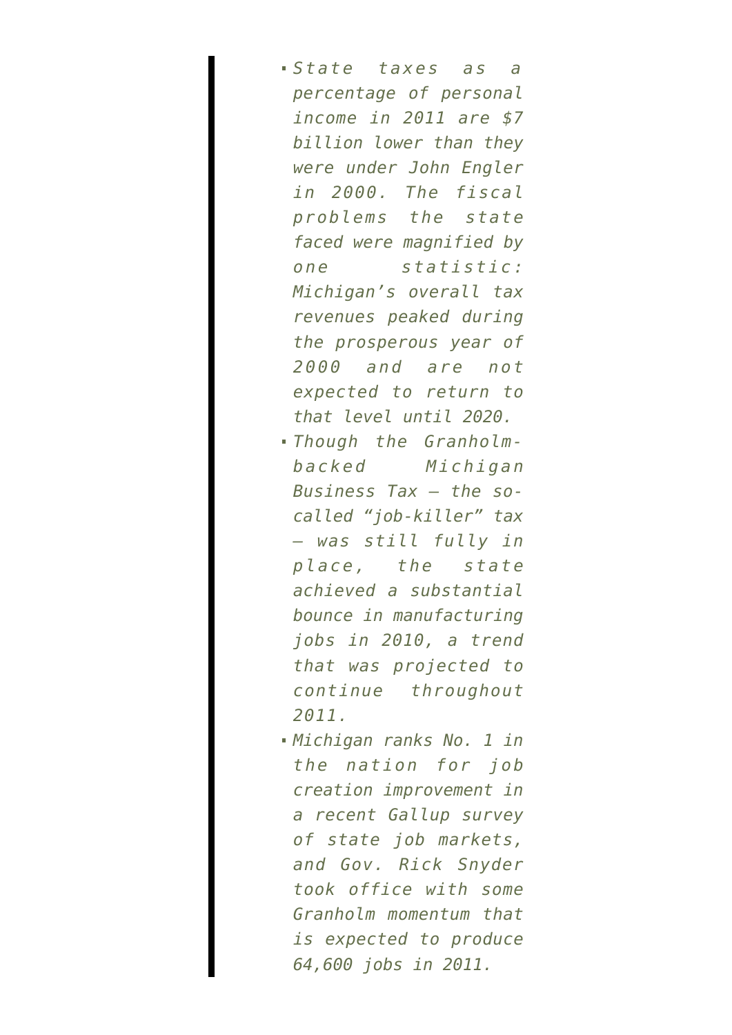> - *State taxes as a percentage of personal income in 2011 are $7 billion lower than they were under John Engler in 2000. The fiscal problems the state faced were magnified by one statistic: Michigan's overall tax revenues peaked during the prosperous year of 2000 and are not expected to return to that level until 2020.*
> - *Though the Granholm-backed Michigan Business Tax — the so-called "job-killer" tax — was still fully in place, the state achieved a substantial bounce in manufacturing jobs in 2010, a trend that was projected to continue throughout 2011.*
> - *Michigan ranks No. 1 in the nation for job creation improvement in a recent Gallup survey of state job markets, and Gov. Rick Snyder took office with some Granholm momentum that is expected to produce 64,600 jobs in 2011.*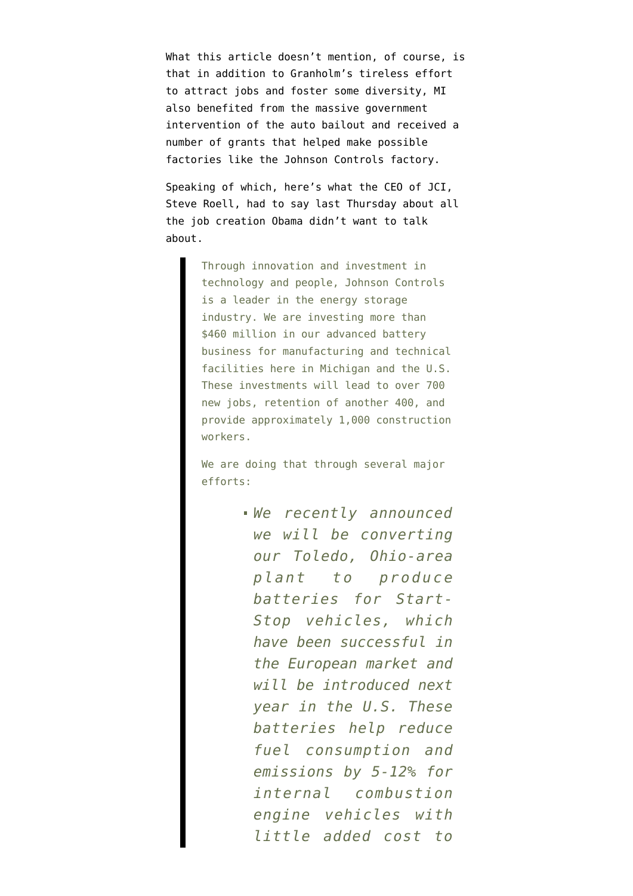What this article doesn't mention, of course, is that in addition to Granholm's tireless effort to attract jobs and foster some diversity, MI also benefited from the massive government intervention of the auto bailout and received a number of grants that helped make possible factories like the Johnson Controls factory.

Speaking of which, here's what the CEO of JCI, Steve Roell, had to say last Thursday about all the job creation Obama didn't want to talk about.

> Through innovation and investment in technology and people, Johnson Controls is a leader in the energy storage industry. We are investing more than $460 million in our advanced battery business for manufacturing and technical facilities here in Michigan and the U.S. These investments will lead to over 700 new jobs, retention of another 400, and provide approximately 1,000 construction workers.
>
> We are doing that through several major efforts:
>
> - *We recently announced we will be converting our Toledo, Ohio-area plant to produce batteries for Start-Stop vehicles, which have been successful in the European market and will be introduced next year in the U.S. These batteries help reduce fuel consumption and emissions by 5-12% for internal combustion engine vehicles with little added cost to*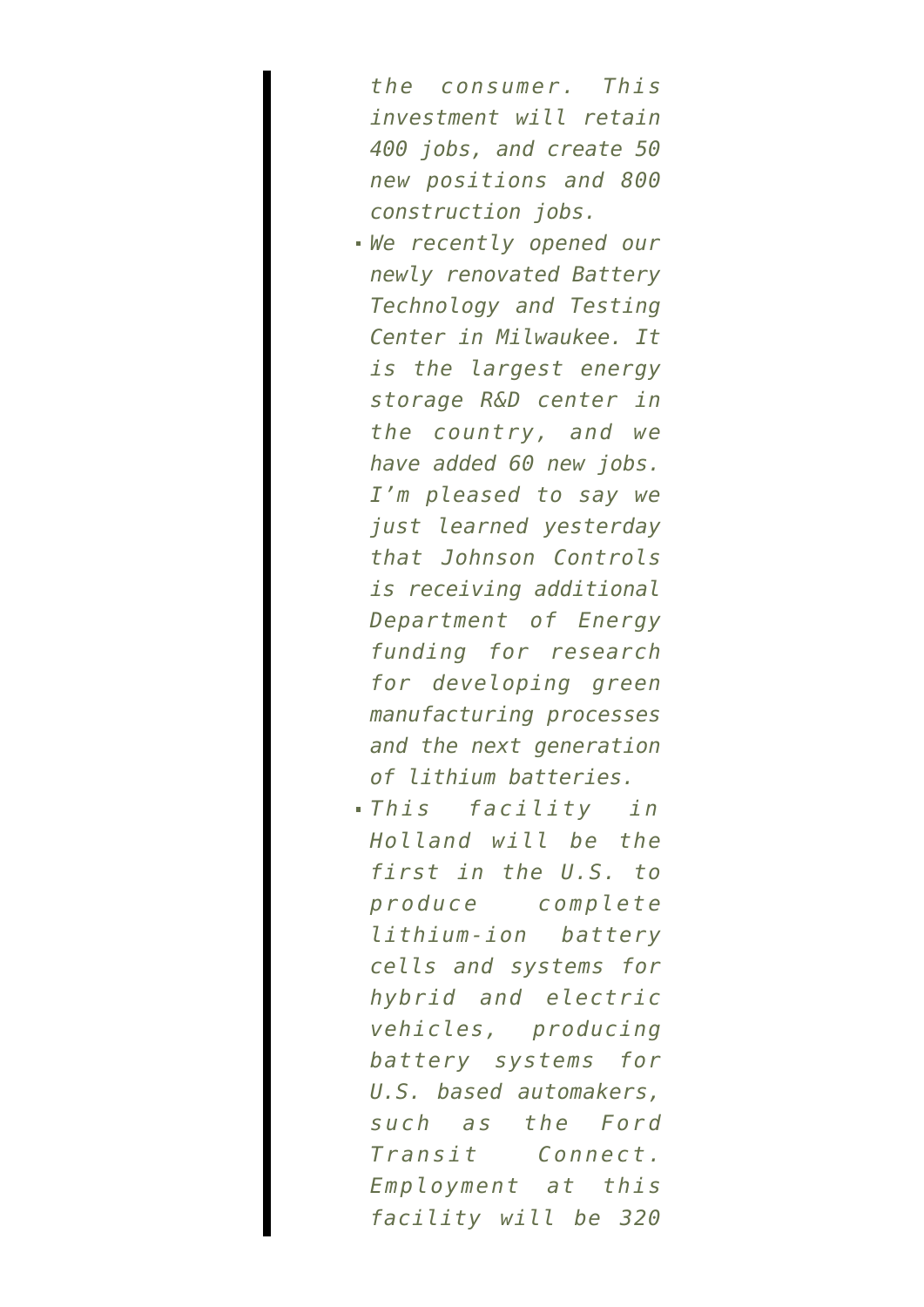> *the consumer. This investment will retain 400 jobs, and create 50 new positions and 800 construction jobs.*
>
> - *We recently opened our newly renovated Battery Technology and Testing Center in Milwaukee. It is the largest energy storage R&D center in the country, and we have added 60 new jobs. I'm pleased to say we just learned yesterday that Johnson Controls is receiving additional Department of Energy funding for research for developing green manufacturing processes and the next generation of lithium batteries.*
> - *This facility in Holland will be the first in the U.S. to produce complete lithium-ion battery cells and systems for hybrid and electric vehicles, producing battery systems for U.S. based automakers, such as the Ford Transit Connect. Employment at this facility will be 320*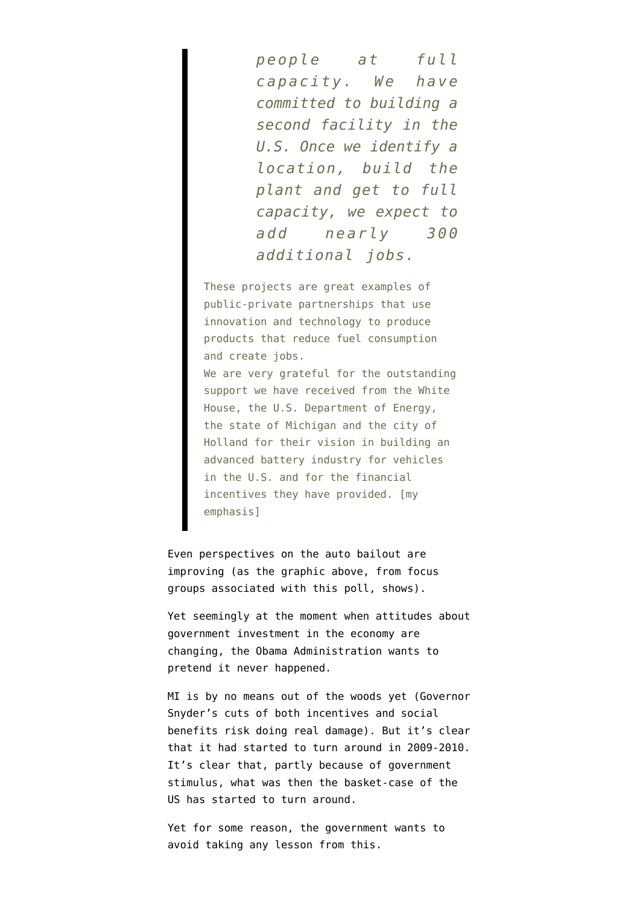> *people at full capacity. We have committed to building a second facility in the U.S. Once we identify a location, build the plant and get to full capacity, we expect to add nearly 300 additional jobs.*
>
> These projects are great examples of public-private partnerships that use innovation and technology to produce products that reduce fuel consumption and create jobs.
> We are very grateful for the outstanding support we have received from the White House, the U.S. Department of Energy, the state of Michigan and the city of Holland for their vision in building an advanced battery industry for vehicles in the U.S. and for the financial incentives they have provided. [my emphasis]

Even perspectives on the auto bailout are improving (as the graphic above, from focus groups associated with this poll, shows).

Yet seemingly at the moment when attitudes about government investment in the economy are changing, the Obama Administration wants to pretend it never happened.

MI is by no means out of the woods yet (Governor Snyder's cuts of both incentives and social benefits risk doing real damage). But it's clear that it had started to turn around in 2009-2010. It's clear that, partly because of government stimulus, what was then the basket-case of the US has started to turn around.

Yet for some reason, the government wants to avoid taking any lesson from this.